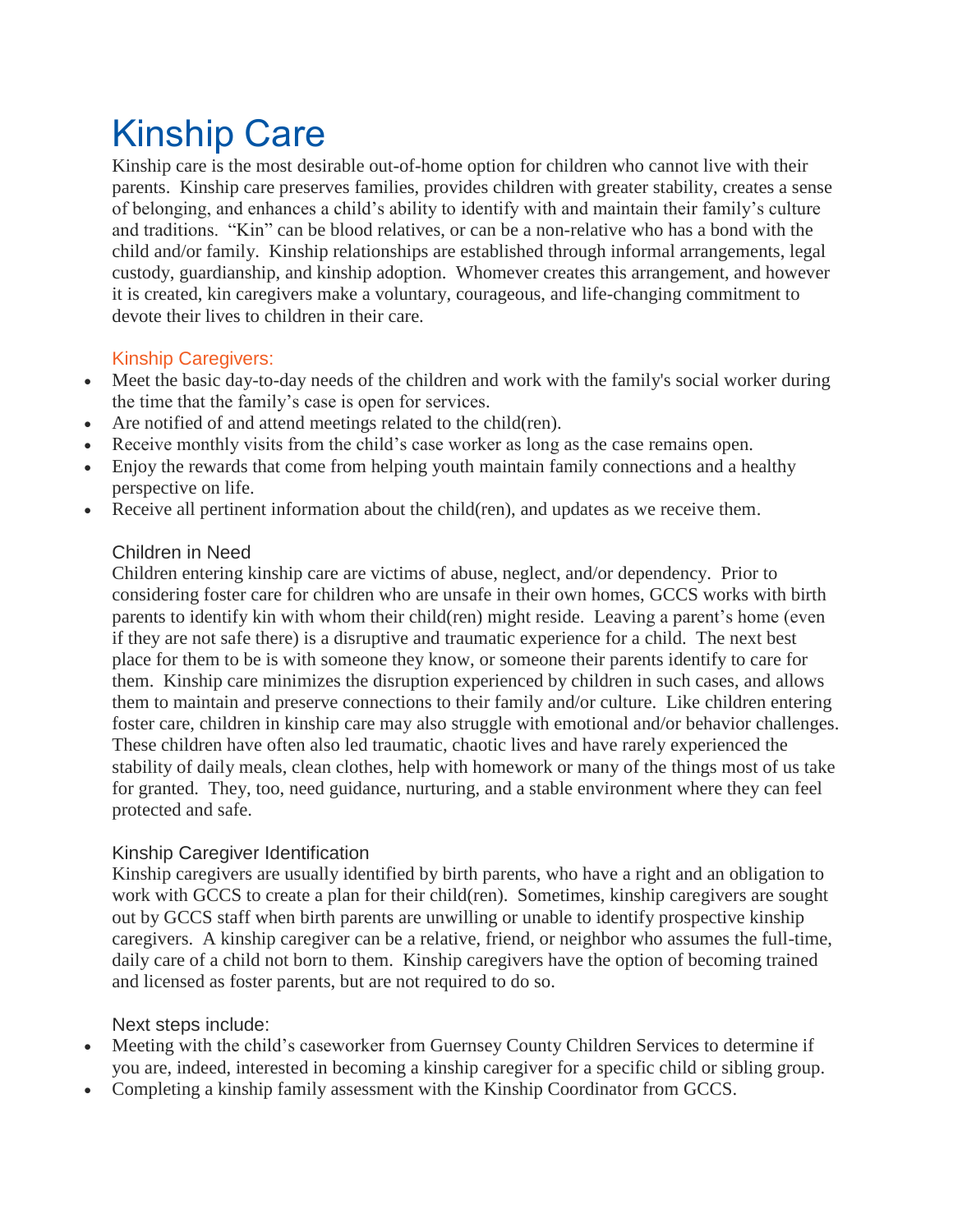# Kinship Care

Kinship care is the most desirable out-of-home option for children who cannot live with their parents. Kinship care preserves families, provides children with greater stability, creates a sense of belonging, and enhances a child's ability to identify with and maintain their family's culture and traditions. "Kin" can be blood relatives, or can be a non-relative who has a bond with the child and/or family. Kinship relationships are established through informal arrangements, legal custody, guardianship, and kinship adoption. Whomever creates this arrangement, and however it is created, kin caregivers make a voluntary, courageous, and life-changing commitment to devote their lives to children in their care.

## Kinship Caregivers:

- Meet the basic day-to-day needs of the children and work with the family's social worker during the time that the family's case is open for services.
- Are notified of and attend meetings related to the child(ren).
- Receive monthly visits from the child's case worker as long as the case remains open.
- Enjoy the rewards that come from helping youth maintain family connections and a healthy perspective on life.
- Receive all pertinent information about the child(ren), and updates as we receive them.

### Children in Need

Children entering kinship care are victims of abuse, neglect, and/or dependency. Prior to considering foster care for children who are unsafe in their own homes, GCCS works with birth parents to identify kin with whom their child(ren) might reside. Leaving a parent's home (even if they are not safe there) is a disruptive and traumatic experience for a child. The next best place for them to be is with someone they know, or someone their parents identify to care for them. Kinship care minimizes the disruption experienced by children in such cases, and allows them to maintain and preserve connections to their family and/or culture. Like children entering foster care, children in kinship care may also struggle with emotional and/or behavior challenges. These children have often also led traumatic, chaotic lives and have rarely experienced the stability of daily meals, clean clothes, help with homework or many of the things most of us take for granted. They, too, need guidance, nurturing, and a stable environment where they can feel protected and safe.

### Kinship Caregiver Identification

Kinship caregivers are usually identified by birth parents, who have a right and an obligation to work with GCCS to create a plan for their child(ren). Sometimes, kinship caregivers are sought out by GCCS staff when birth parents are unwilling or unable to identify prospective kinship caregivers. A kinship caregiver can be a relative, friend, or neighbor who assumes the full-time, daily care of a child not born to them. Kinship caregivers have the option of becoming trained and licensed as foster parents, but are not required to do so.

### Next steps include:

- Meeting with the child's caseworker from Guernsey County Children Services to determine if you are, indeed, interested in becoming a kinship caregiver for a specific child or sibling group.
- Completing a kinship family assessment with the Kinship Coordinator from GCCS.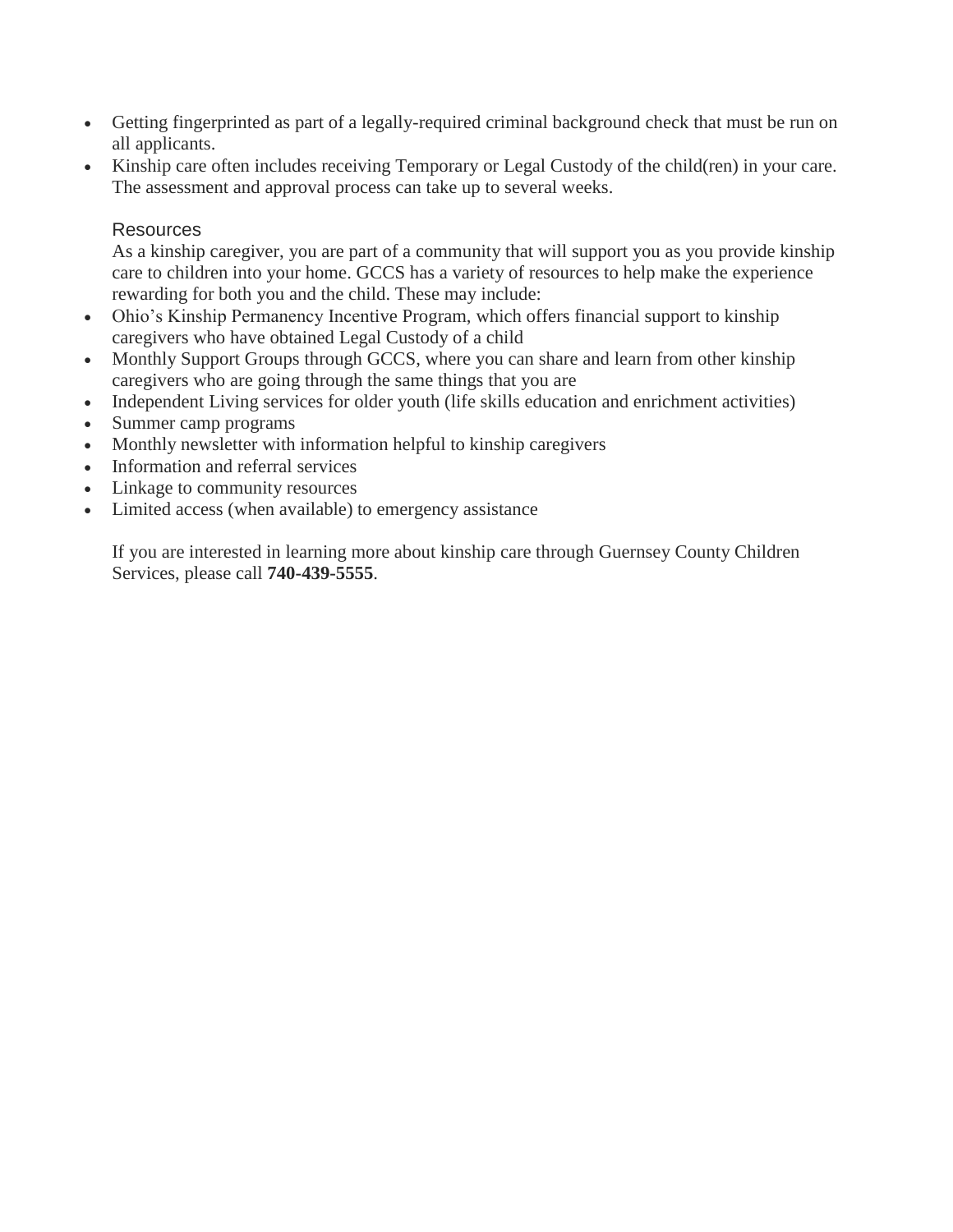- Getting fingerprinted as part of a legally-required criminal background check that must be run on all applicants.
- Kinship care often includes receiving Temporary or Legal Custody of the child(ren) in your care. The assessment and approval process can take up to several weeks.

### Resources

As a kinship caregiver, you are part of a community that will support you as you provide kinship care to children into your home. GCCS has a variety of resources to help make the experience rewarding for both you and the child. These may include:

- Ohio's Kinship Permanency Incentive Program, which offers financial support to kinship caregivers who have obtained Legal Custody of a child
- Monthly Support Groups through GCCS, where you can share and learn from other kinship caregivers who are going through the same things that you are
- Independent Living services for older youth (life skills education and enrichment activities)
- Summer camp programs
- Monthly newsletter with information helpful to kinship caregivers
- Information and referral services
- Linkage to community resources
- Limited access (when available) to emergency assistance

If you are interested in learning more about kinship care through Guernsey County Children Services, please call **740-439-5555**.